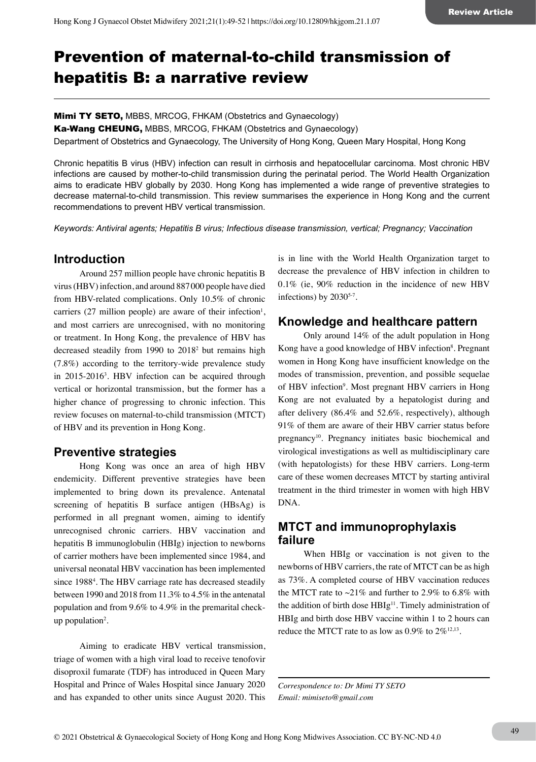# Prevention of maternal-to-child transmission of hepatitis B: a narrative review

**Mimi TY SETO,** MBBS, MRCOG, FHKAM (Obstetrics and Gynaecology)
**Ka-Wang CHEUNG,** MBBS, MRCOG, FHKAM (Obstetrics and Gynaecology)
Department of Obstetrics and Gynaecology, The University of Hong Kong, Queen Mary Hospital, Hong Kong

Chronic hepatitis B virus (HBV) infection can result in cirrhosis and hepatocellular carcinoma. Most chronic HBV infections are caused by mother-to-child transmission during the perinatal period. The World Health Organization aims to eradicate HBV globally by 2030. Hong Kong has implemented a wide range of preventive strategies to decrease maternal-to-child transmission. This review summarises the experience in Hong Kong and the current recommendations to prevent HBV vertical transmission.

*Keywords: Antiviral agents; Hepatitis B virus; Infectious disease transmission, vertical; Pregnancy; Vaccination*

## Introduction

Around 257 million people have chronic hepatitis B virus (HBV) infection, and around 887 000 people have died from HBV-related complications. Only 10.5% of chronic carriers (27 million people) are aware of their infection[1], and most carriers are unrecognised, with no monitoring or treatment. In Hong Kong, the prevalence of HBV has decreased steadily from 1990 to 2018[2] but remains high (7.8%) according to the territory-wide prevalence study in 2015-2016[3]. HBV infection can be acquired through vertical or horizontal transmission, but the former has a higher chance of progressing to chronic infection. This review focuses on maternal-to-child transmission (MTCT) of HBV and its prevention in Hong Kong.

## Preventive strategies

Hong Kong was once an area of high HBV endemicity. Different preventive strategies have been implemented to bring down its prevalence. Antenatal screening of hepatitis B surface antigen (HBsAg) is performed in all pregnant women, aiming to identify unrecognised chronic carriers. HBV vaccination and hepatitis B immunoglobulin (HBIg) injection to newborns of carrier mothers have been implemented since 1984, and universal neonatal HBV vaccination has been implemented since 1988[4]. The HBV carriage rate has decreased steadily between 1990 and 2018 from 11.3% to 4.5% in the antenatal population and from 9.6% to 4.9% in the premarital check-up population[2].

Aiming to eradicate HBV vertical transmission, triage of women with a high viral load to receive tenofovir disoproxil fumarate (TDF) has introduced in Queen Mary Hospital and Prince of Wales Hospital since January 2020 and has expanded to other units since August 2020. This is in line with the World Health Organization target to decrease the prevalence of HBV infection in children to 0.1% (ie, 90% reduction in the incidence of new HBV infections) by 2030[5-7].

## Knowledge and healthcare pattern

Only around 14% of the adult population in Hong Kong have a good knowledge of HBV infection[8]. Pregnant women in Hong Kong have insufficient knowledge on the modes of transmission, prevention, and possible sequelae of HBV infection[9]. Most pregnant HBV carriers in Hong Kong are not evaluated by a hepatologist during and after delivery (86.4% and 52.6%, respectively), although 91% of them are aware of their HBV carrier status before pregnancy[10]. Pregnancy initiates basic biochemical and virological investigations as well as multidisciplinary care (with hepatologists) for these HBV carriers. Long-term care of these women decreases MTCT by starting antiviral treatment in the third trimester in women with high HBV DNA.

## MTCT and immunoprophylaxis failure

When HBIg or vaccination is not given to the newborns of HBV carriers, the rate of MTCT can be as high as 73%. A completed course of HBV vaccination reduces the MTCT rate to ~21% and further to 2.9% to 6.8% with the addition of birth dose HBIg[11]. Timely administration of HBIg and birth dose HBV vaccine within 1 to 2 hours can reduce the MTCT rate to as low as 0.9% to 2%[12,13].

*Correspondence to: Dr Mimi TY SETO*
*Email: mimiseto@gmail.com*

© 2021 Obstetrical & Gynaecological Society of Hong Kong and Hong Kong Midwives Association. CC BY-NC-ND 4.0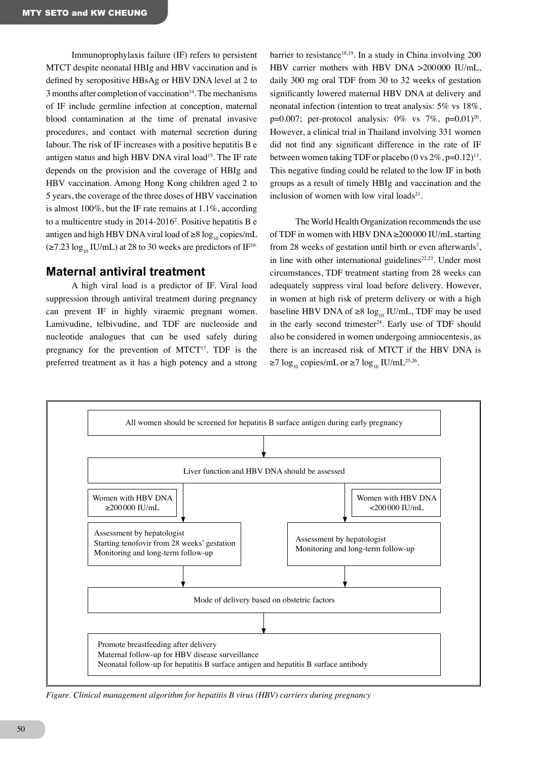Immunoprophylaxis failure (IF) refers to persistent MTCT despite neonatal HBIg and HBV vaccination and is defined by seropositive HBsAg or HBV DNA level at 2 to 3 months after completion of vaccination[14]. The mechanisms of IF include germline infection at conception, maternal blood contamination at the time of prenatal invasive procedures, and contact with maternal secretion during labour. The risk of IF increases with a positive hepatitis B e antigen status and high HBV DNA viral load[15]. The IF rate depends on the provision and the coverage of HBIg and HBV vaccination. Among Hong Kong children aged 2 to 5 years, the coverage of the three doses of HBV vaccination is almost 100%, but the IF rate remains at 1.1%, according to a multicentre study in 2014-2016[2]. Positive hepatitis B e antigen and high HBV DNA viral load of $\geq 8 \log_{10}$ copies/mL ($\geq 7.23 \log_{10}$ IU/mL) at 28 to 30 weeks are predictors of IF[16].

## Maternal antiviral treatment

A high viral load is a predictor of IF. Viral load suppression through antiviral treatment during pregnancy can prevent IF in highly viraemic pregnant women. Lamivudine, telbivudine, and TDF are nucleoside and nucleotide analogues that can be used safely during pregnancy for the prevention of MTCT[17]. TDF is the preferred treatment as it has a high potency and a strong barrier to resistance[18,19]. In a study in China involving 200 HBV carrier mothers with HBV DNA >200 000 IU/mL, daily 300 mg oral TDF from 30 to 32 weeks of gestation significantly lowered maternal HBV DNA at delivery and neonatal infection (intention to treat analysis: 5% vs 18%, p=0.007; per-protocol analysis: 0% vs 7%, p=0.01)[20]. However, a clinical trial in Thailand involving 331 women did not find any significant difference in the rate of IF between women taking TDF or placebo (0 vs 2%, p=0.12)[13]. This negative finding could be related to the low IF in both groups as a result of timely HBIg and vaccination and the inclusion of women with low viral loads[21].

The World Health Organization recommends the use of TDF in women with HBV DNA ≥200 000 IU/mL starting from 28 weeks of gestation until birth or even afterwards[7], in line with other international guidelines[22,23]. Under most circumstances, TDF treatment starting from 28 weeks can adequately suppress viral load before delivery. However, in women at high risk of preterm delivery or with a high baseline HBV DNA of $\geq 8 \log_{10}$ IU/mL, TDF may be used in the early second trimester[24]. Early use of TDF should also be considered in women undergoing amniocentesis, as there is an increased risk of MTCT if the HBV DNA is $\geq 7 \log_{10}$ copies/mL or $\geq 7 \log_{10}$ IU/mL[25,26].

All women should be screened for hepatitis B surface antigen during early pregnancy

↓

Liver function and HBV DNA should be assessed

- Women with HBV DNA ≥200 000 IU/mL → Assessment by hepatologist; Starting tenofovir from 28 weeks' gestation; Monitoring and long-term follow-up
- Women with HBV DNA <200 000 IU/mL → Assessment by hepatologist; Monitoring and long-term follow-up

↓

Mode of delivery based on obstetric factors

↓

Promote breastfeeding after delivery
Maternal follow-up for HBV disease surveillance
Neonatal follow-up for hepatitis B surface antigen and hepatitis B surface antibody

*Figure. Clinical management algorithm for hepatitis B virus (HBV) carriers during pregnancy*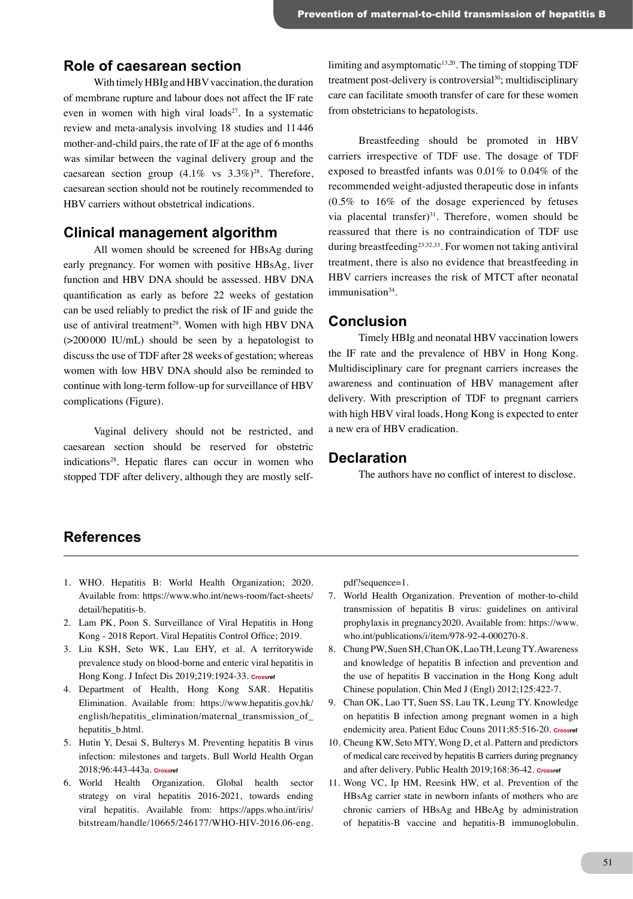## Role of caesarean section

With timely HBIg and HBV vaccination, the duration of membrane rupture and labour does not affect the IF rate even in women with high viral loads[27]. In a systematic review and meta-analysis involving 18 studies and 11 446 mother-and-child pairs, the rate of IF at the age of 6 months was similar between the vaginal delivery group and the caesarean section group (4.1% vs 3.3%)[28]. Therefore, caesarean section should not be routinely recommended to HBV carriers without obstetrical indications.

## Clinical management algorithm

All women should be screened for HBsAg during early pregnancy. For women with positive HBsAg, liver function and HBV DNA should be assessed. HBV DNA quantification as early as before 22 weeks of gestation can be used reliably to predict the risk of IF and guide the use of antiviral treatment[29]. Women with high HBV DNA (>200 000 IU/mL) should be seen by a hepatologist to discuss the use of TDF after 28 weeks of gestation; whereas women with low HBV DNA should also be reminded to continue with long-term follow-up for surveillance of HBV complications (Figure).

Vaginal delivery should not be restricted, and caesarean section should be reserved for obstetric indications[28]. Hepatic flares can occur in women who stopped TDF after delivery, although they are mostly self-limiting and asymptomatic[13,20]. The timing of stopping TDF treatment post-delivery is controversial[30]; multidisciplinary care can facilitate smooth transfer of care for these women from obstetricians to hepatologists.

Breastfeeding should be promoted in HBV carriers irrespective of TDF use. The dosage of TDF exposed to breastfed infants was 0.01% to 0.04% of the recommended weight-adjusted therapeutic dose in infants (0.5% to 16% of the dosage experienced by fetuses via placental transfer)[31]. Therefore, women should be reassured that there is no contraindication of TDF use during breastfeeding[23,32,33]. For women not taking antiviral treatment, there is also no evidence that breastfeeding in HBV carriers increases the risk of MTCT after neonatal immunisation[34].

## Conclusion

Timely HBIg and neonatal HBV vaccination lowers the IF rate and the prevalence of HBV in Hong Kong. Multidisciplinary care for pregnant carriers increases the awareness and continuation of HBV management after delivery. With prescription of TDF to pregnant carriers with high HBV viral loads, Hong Kong is expected to enter a new era of HBV eradication.

## Declaration

The authors have no conflict of interest to disclose.

## References

1. WHO. Hepatitis B: World Health Organization; 2020. Available from: https://www.who.int/news-room/fact-sheets/detail/hepatitis-b.
2. Lam PK, Poon S. Surveillance of Viral Hepatitis in Hong Kong - 2018 Report. Viral Hepatitis Control Office; 2019.
3. Liu KSH, Seto WK, Lau EHY, et al. A territorywide prevalence study on blood-borne and enteric viral hepatitis in Hong Kong. J Infect Dis 2019;219:1924-33. Crossref
4. Department of Health, Hong Kong SAR. Hepatitis Elimination. Available from: https://www.hepatitis.gov.hk/english/hepatitis_elimination/maternal_transmission_of_hepatitis_b.html.
5. Hutin Y, Desai S, Bulterys M. Preventing hepatitis B virus infection: milestones and targets. Bull World Health Organ 2018;96:443-443a. Crossref
6. World Health Organization. Global health sector strategy on viral hepatitis 2016-2021, towards ending viral hepatitis. Available from: https://apps.who.int/iris/bitstream/handle/10665/246177/WHO-HIV-2016.06-eng.pdf?sequence=1.
7. World Health Organization. Prevention of mother-to-child transmission of hepatitis B virus: guidelines on antiviral prophylaxis in pregnancy2020. Available from: https://www.who.int/publications/i/item/978-92-4-000270-8.
8. Chung PW, Suen SH, Chan OK, Lao TH, Leung TY. Awareness and knowledge of hepatitis B infection and prevention and the use of hepatitis B vaccination in the Hong Kong adult Chinese population. Chin Med J (Engl) 2012;125:422-7.
9. Chan OK, Lao TT, Suen SS, Lau TK, Leung TY. Knowledge on hepatitis B infection among pregnant women in a high endemicity area. Patient Educ Couns 2011;85:516-20. Crossref
10. Cheung KW, Seto MTY, Wong D, et al. Pattern and predictors of medical care received by hepatitis B carriers during pregnancy and after delivery. Public Health 2019;168:36-42. Crossref
11. Wong VC, Ip HM, Reesink HW, et al. Prevention of the HBsAg carrier state in newborn infants of mothers who are chronic carriers of HBsAg and HBeAg by administration of hepatitis-B vaccine and hepatitis-B immunoglobulin.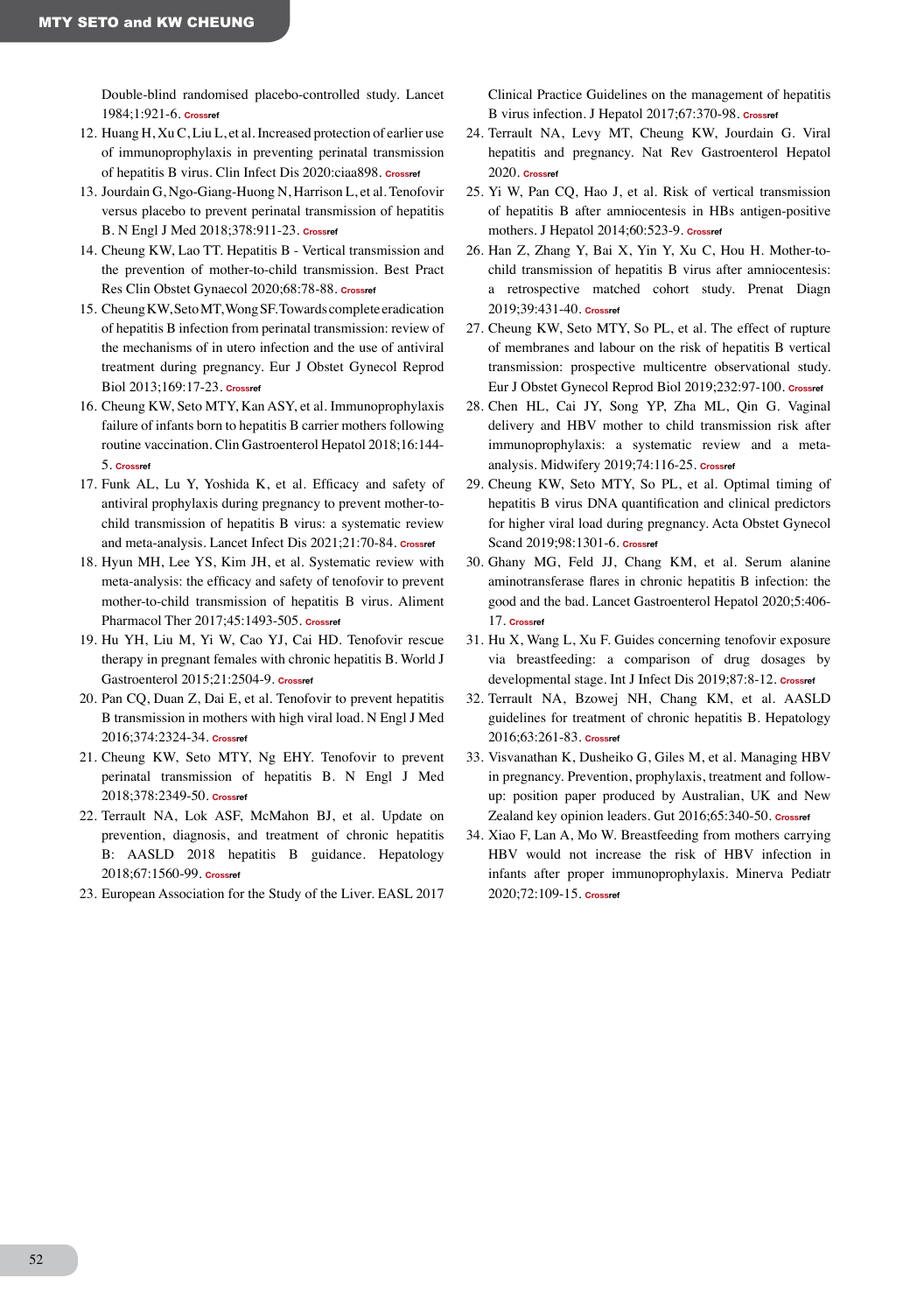Double-blind randomised placebo-controlled study. Lancet 1984;1:921-6. Crossref

12. Huang H, Xu C, Liu L, et al. Increased protection of earlier use of immunoprophylaxis in preventing perinatal transmission of hepatitis B virus. Clin Infect Dis 2020:ciaa898. Crossref
13. Jourdain G, Ngo-Giang-Huong N, Harrison L, et al. Tenofovir versus placebo to prevent perinatal transmission of hepatitis B. N Engl J Med 2018;378:911-23. Crossref
14. Cheung KW, Lao TT. Hepatitis B - Vertical transmission and the prevention of mother-to-child transmission. Best Pract Res Clin Obstet Gynaecol 2020;68:78-88. Crossref
15. Cheung KW, Seto MT, Wong SF. Towards complete eradication of hepatitis B infection from perinatal transmission: review of the mechanisms of in utero infection and the use of antiviral treatment during pregnancy. Eur J Obstet Gynecol Reprod Biol 2013;169:17-23. Crossref
16. Cheung KW, Seto MTY, Kan ASY, et al. Immunoprophylaxis failure of infants born to hepatitis B carrier mothers following routine vaccination. Clin Gastroenterol Hepatol 2018;16:144-5. Crossref
17. Funk AL, Lu Y, Yoshida K, et al. Efficacy and safety of antiviral prophylaxis during pregnancy to prevent mother-to-child transmission of hepatitis B virus: a systematic review and meta-analysis. Lancet Infect Dis 2021;21:70-84. Crossref
18. Hyun MH, Lee YS, Kim JH, et al. Systematic review with meta-analysis: the efficacy and safety of tenofovir to prevent mother-to-child transmission of hepatitis B virus. Aliment Pharmacol Ther 2017;45:1493-505. Crossref
19. Hu YH, Liu M, Yi W, Cao YJ, Cai HD. Tenofovir rescue therapy in pregnant females with chronic hepatitis B. World J Gastroenterol 2015;21:2504-9. Crossref
20. Pan CQ, Duan Z, Dai E, et al. Tenofovir to prevent hepatitis B transmission in mothers with high viral load. N Engl J Med 2016;374:2324-34. Crossref
21. Cheung KW, Seto MTY, Ng EHY. Tenofovir to prevent perinatal transmission of hepatitis B. N Engl J Med 2018;378:2349-50. Crossref
22. Terrault NA, Lok ASF, McMahon BJ, et al. Update on prevention, diagnosis, and treatment of chronic hepatitis B: AASLD 2018 hepatitis B guidance. Hepatology 2018;67:1560-99. Crossref
23. European Association for the Study of the Liver. EASL 2017 Clinical Practice Guidelines on the management of hepatitis B virus infection. J Hepatol 2017;67:370-98. Crossref
24. Terrault NA, Levy MT, Cheung KW, Jourdain G. Viral hepatitis and pregnancy. Nat Rev Gastroenterol Hepatol 2020. Crossref
25. Yi W, Pan CQ, Hao J, et al. Risk of vertical transmission of hepatitis B after amniocentesis in HBs antigen-positive mothers. J Hepatol 2014;60:523-9. Crossref
26. Han Z, Zhang Y, Bai X, Yin Y, Xu C, Hou H. Mother-to-child transmission of hepatitis B virus after amniocentesis: a retrospective matched cohort study. Prenat Diagn 2019;39:431-40. Crossref
27. Cheung KW, Seto MTY, So PL, et al. The effect of rupture of membranes and labour on the risk of hepatitis B vertical transmission: prospective multicentre observational study. Eur J Obstet Gynecol Reprod Biol 2019;232:97-100. Crossref
28. Chen HL, Cai JY, Song YP, Zha ML, Qin G. Vaginal delivery and HBV mother to child transmission risk after immunoprophylaxis: a systematic review and a meta-analysis. Midwifery 2019;74:116-25. Crossref
29. Cheung KW, Seto MTY, So PL, et al. Optimal timing of hepatitis B virus DNA quantification and clinical predictors for higher viral load during pregnancy. Acta Obstet Gynecol Scand 2019;98:1301-6. Crossref
30. Ghany MG, Feld JJ, Chang KM, et al. Serum alanine aminotransferase flares in chronic hepatitis B infection: the good and the bad. Lancet Gastroenterol Hepatol 2020;5:406-17. Crossref
31. Hu X, Wang L, Xu F. Guides concerning tenofovir exposure via breastfeeding: a comparison of drug dosages by developmental stage. Int J Infect Dis 2019;87:8-12. Crossref
32. Terrault NA, Bzowej NH, Chang KM, et al. AASLD guidelines for treatment of chronic hepatitis B. Hepatology 2016;63:261-83. Crossref
33. Visvanathan K, Dusheiko G, Giles M, et al. Managing HBV in pregnancy. Prevention, prophylaxis, treatment and follow-up: position paper produced by Australian, UK and New Zealand key opinion leaders. Gut 2016;65:340-50. Crossref
34. Xiao F, Lan A, Mo W. Breastfeeding from mothers carrying HBV would not increase the risk of HBV infection in infants after proper immunoprophylaxis. Minerva Pediatr 2020;72:109-15. Crossref